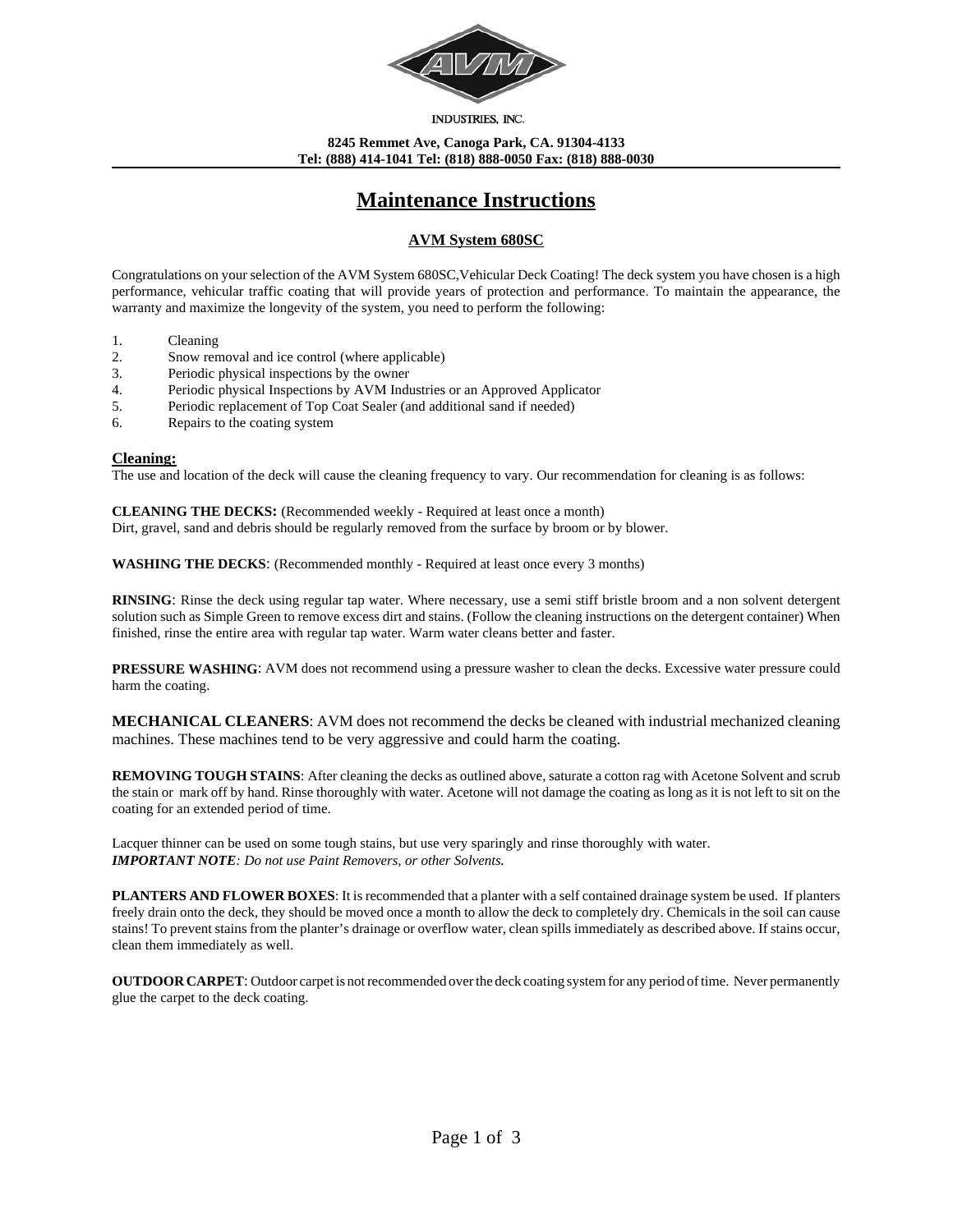INDUSTRIES, INC.

**8245 Remmet Ave, Canoga Park, CA. 91304-4133**
**Tel: (888) 414-1041 Tel: (818) 888-0050 Fax: (818) 888-0030**

# Maintenance Instructions

## AVM System 680SC

Congratulations on your selection of the AVM System 680SC,Vehicular Deck Coating! The deck system you have chosen is a high performance, vehicular traffic coating that will provide years of protection and performance. To maintain the appearance, the warranty and maximize the longevity of the system, you need to perform the following:

1. Cleaning
2. Snow removal and ice control (where applicable)
3. Periodic physical inspections by the owner
4. Periodic physical Inspections by AVM Industries or an Approved Applicator
5. Periodic replacement of Top Coat Sealer (and additional sand if needed)
6. Repairs to the coating system

### Cleaning:

The use and location of the deck will cause the cleaning frequency to vary. Our recommendation for cleaning is as follows:

**CLEANING THE DECKS:** (Recommended weekly - Required at least once a month)
Dirt, gravel, sand and debris should be regularly removed from the surface by broom or by blower.

**WASHING THE DECKS**: (Recommended monthly - Required at least once every 3 months)

**RINSING**: Rinse the deck using regular tap water. Where necessary, use a semi stiff bristle broom and a non solvent detergent solution such as Simple Green to remove excess dirt and stains. (Follow the cleaning instructions on the detergent container) When finished, rinse the entire area with regular tap water. Warm water cleans better and faster.

**PRESSURE WASHING**: AVM does not recommend using a pressure washer to clean the decks. Excessive water pressure could harm the coating.

**MECHANICAL CLEANERS**: AVM does not recommend the decks be cleaned with industrial mechanized cleaning machines. These machines tend to be very aggressive and could harm the coating.

**REMOVING TOUGH STAINS**: After cleaning the decks as outlined above, saturate a cotton rag with Acetone Solvent and scrub the stain or mark off by hand. Rinse thoroughly with water. Acetone will not damage the coating as long as it is not left to sit on the coating for an extended period of time.

Lacquer thinner can be used on some tough stains, but use very sparingly and rinse thoroughly with water.
***IMPORTANT NOTE**: Do not use Paint Removers, or other Solvents.*

**PLANTERS AND FLOWER BOXES**: It is recommended that a planter with a self contained drainage system be used. If planters freely drain onto the deck, they should be moved once a month to allow the deck to completely dry. Chemicals in the soil can cause stains! To prevent stains from the planter's drainage or overflow water, clean spills immediately as described above. If stains occur, clean them immediately as well.

**OUTDOOR CARPET**: Outdoor carpet is not recommended over the deck coating system for any period of time. Never permanently glue the carpet to the deck coating.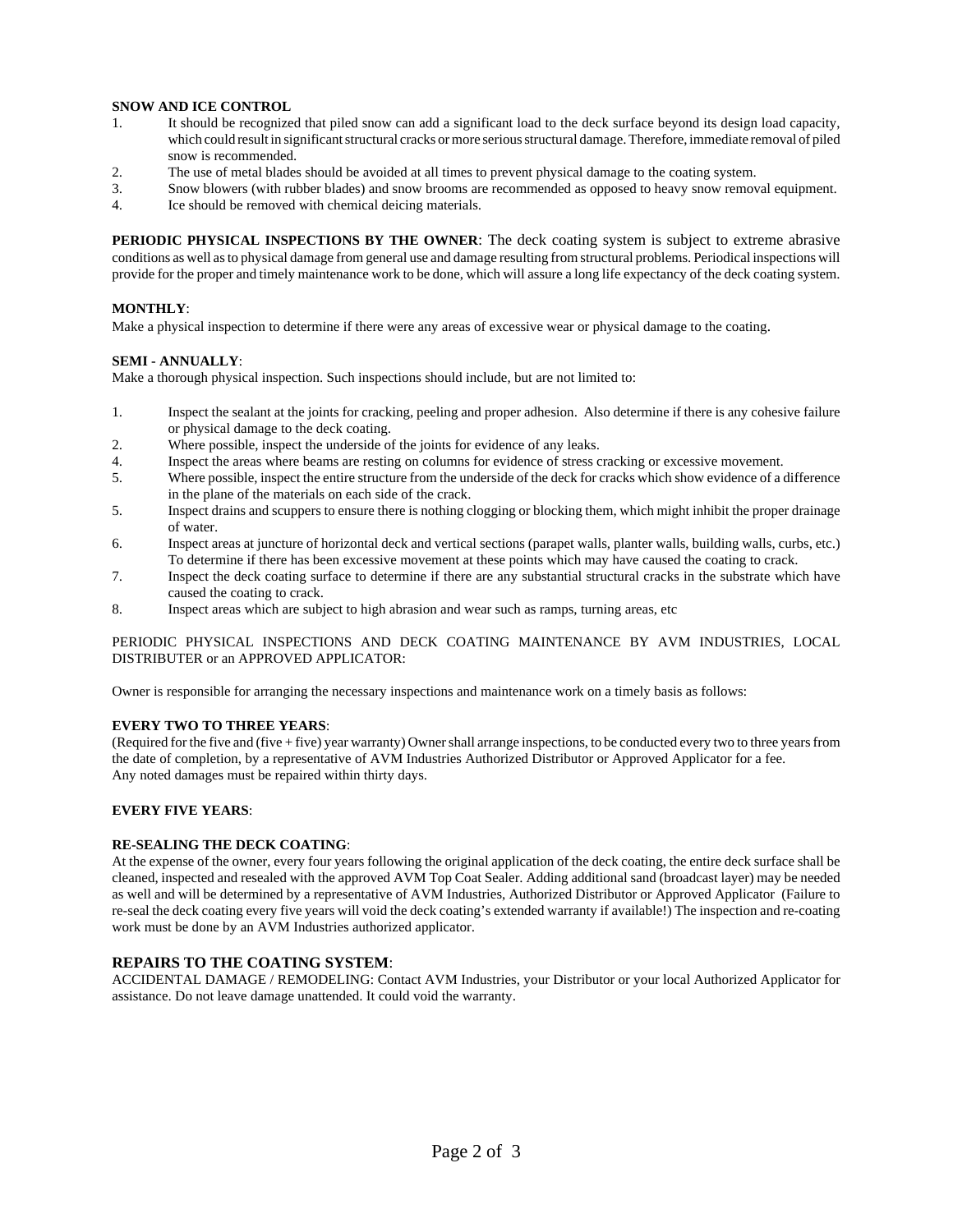**SNOW AND ICE CONTROL**

1. It should be recognized that piled snow can add a significant load to the deck surface beyond its design load capacity, which could result in significant structural cracks or more serious structural damage. Therefore, immediate removal of piled snow is recommended.
2. The use of metal blades should be avoided at all times to prevent physical damage to the coating system.
3. Snow blowers (with rubber blades) and snow brooms are recommended as opposed to heavy snow removal equipment.
4. Ice should be removed with chemical deicing materials.

**PERIODIC PHYSICAL INSPECTIONS BY THE OWNER**: The deck coating system is subject to extreme abrasive conditions as well as to physical damage from general use and damage resulting from structural problems. Periodical inspections will provide for the proper and timely maintenance work to be done, which will assure a long life expectancy of the deck coating system.

**MONTHLY**:
Make a physical inspection to determine if there were any areas of excessive wear or physical damage to the coating.

**SEMI - ANNUALLY**:
Make a thorough physical inspection. Such inspections should include, but are not limited to:

1. Inspect the sealant at the joints for cracking, peeling and proper adhesion. Also determine if there is any cohesive failure or physical damage to the deck coating.
2. Where possible, inspect the underside of the joints for evidence of any leaks.
4. Inspect the areas where beams are resting on columns for evidence of stress cracking or excessive movement.
5. Where possible, inspect the entire structure from the underside of the deck for cracks which show evidence of a difference in the plane of the materials on each side of the crack.
5. Inspect drains and scuppers to ensure there is nothing clogging or blocking them, which might inhibit the proper drainage of water.
6. Inspect areas at juncture of horizontal deck and vertical sections (parapet walls, planter walls, building walls, curbs, etc.) To determine if there has been excessive movement at these points which may have caused the coating to crack.
7. Inspect the deck coating surface to determine if there are any substantial structural cracks in the substrate which have caused the coating to crack.
8. Inspect areas which are subject to high abrasion and wear such as ramps, turning areas, etc

PERIODIC PHYSICAL INSPECTIONS AND DECK COATING MAINTENANCE BY AVM INDUSTRIES, LOCAL DISTRIBUTER or an APPROVED APPLICATOR:

Owner is responsible for arranging the necessary inspections and maintenance work on a timely basis as follows:

**EVERY TWO TO THREE YEARS**:
(Required for the five and (five + five) year warranty) Owner shall arrange inspections, to be conducted every two to three years from the date of completion, by a representative of AVM Industries Authorized Distributor or Approved Applicator for a fee.
Any noted damages must be repaired within thirty days.

**EVERY FIVE YEARS**:

**RE-SEALING THE DECK COATING**:
At the expense of the owner, every four years following the original application of the deck coating, the entire deck surface shall be cleaned, inspected and resealed with the approved AVM Top Coat Sealer. Adding additional sand (broadcast layer) may be needed as well and will be determined by a representative of AVM Industries, Authorized Distributor or Approved Applicator (Failure to re-seal the deck coating every five years will void the deck coating's extended warranty if available!) The inspection and re-coating work must be done by an AVM Industries authorized applicator.

**REPAIRS TO THE COATING SYSTEM**:
ACCIDENTAL DAMAGE / REMODELING: Contact AVM Industries, your Distributor or your local Authorized Applicator for assistance. Do not leave damage unattended. It could void the warranty.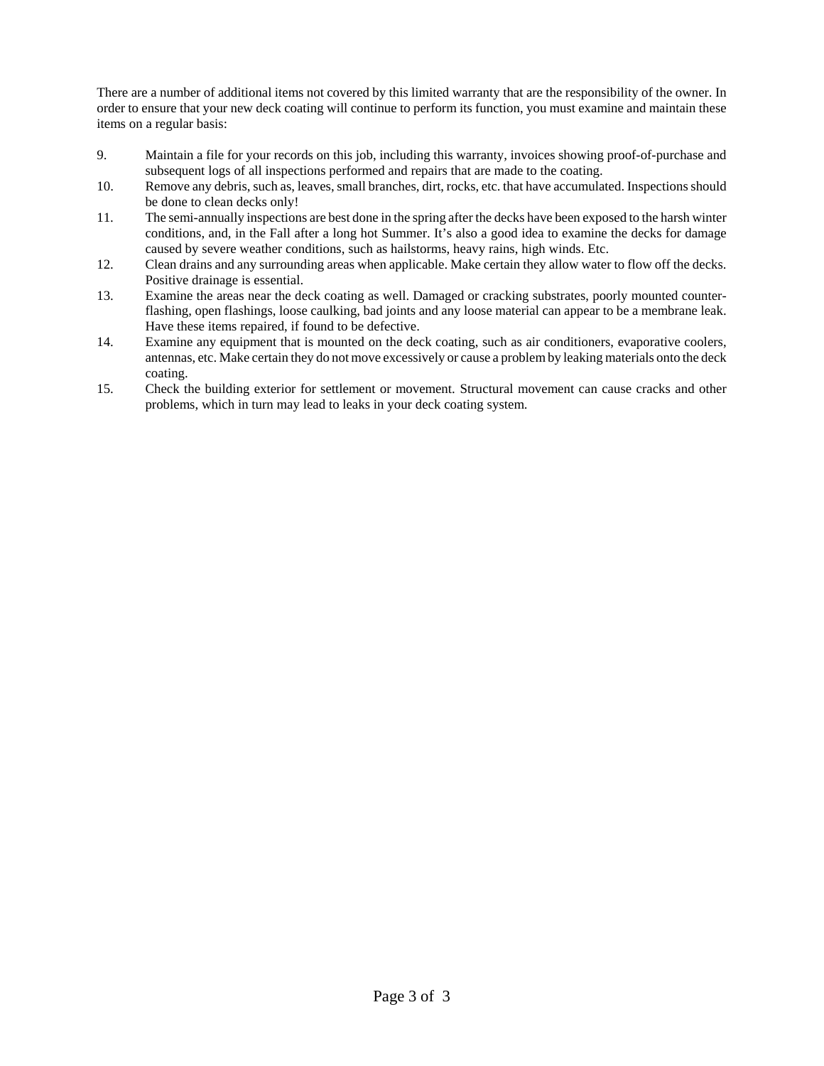There are a number of additional items not covered by this limited warranty that are the responsibility of the owner. In order to ensure that your new deck coating will continue to perform its function, you must examine and maintain these items on a regular basis:

9. Maintain a file for your records on this job, including this warranty, invoices showing proof-of-purchase and subsequent logs of all inspections performed and repairs that are made to the coating.
10. Remove any debris, such as, leaves, small branches, dirt, rocks, etc. that have accumulated. Inspections should be done to clean decks only!
11. The semi-annually inspections are best done in the spring after the decks have been exposed to the harsh winter conditions, and, in the Fall after a long hot Summer. It's also a good idea to examine the decks for damage caused by severe weather conditions, such as hailstorms, heavy rains, high winds. Etc.
12. Clean drains and any surrounding areas when applicable. Make certain they allow water to flow off the decks. Positive drainage is essential.
13. Examine the areas near the deck coating as well. Damaged or cracking substrates, poorly mounted counter-flashing, open flashings, loose caulking, bad joints and any loose material can appear to be a membrane leak. Have these items repaired, if found to be defective.
14. Examine any equipment that is mounted on the deck coating, such as air conditioners, evaporative coolers, antennas, etc. Make certain they do not move excessively or cause a problem by leaking materials onto the deck coating.
15. Check the building exterior for settlement or movement. Structural movement can cause cracks and other problems, which in turn may lead to leaks in your deck coating system.